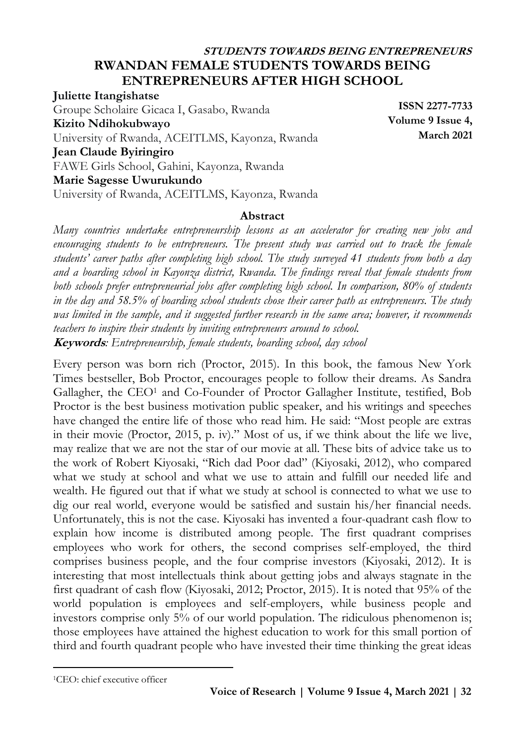# RWANDAN FEMALE STUDENTS TOWARDS BEING ENTREPRENEURS AFTER HIGH SCHOOL

**Juliette Itangishatse**
Groupe Scholaire Gicaca I, Gasabo, Rwanda
**Kizito Ndihokubwayo**
University of Rwanda, ACEITLMS, Kayonza, Rwanda
**Jean Claude Byiringiro**
FAWE Girls School, Gahini, Kayonza, Rwanda
**Marie Sagesse Uwurukundo**
University of Rwanda, ACEITLMS, Kayonza, Rwanda

**ISSN 2277-7733**
**Volume 9 Issue 4, March 2021**

### Abstract

*Many countries undertake entrepreneurship lessons as an accelerator for creating new jobs and encouraging students to be entrepreneurs. The present study was carried out to track the female students' career paths after completing high school. The study surveyed 41 students from both a day and a boarding school in Kayonza district, Rwanda. The findings reveal that female students from both schools prefer entrepreneurial jobs after completing high school. In comparison, 80% of students in the day and 58.5% of boarding school students chose their career path as entrepreneurs. The study was limited in the sample, and it suggested further research in the same area; however, it recommends teachers to inspire their students by inviting entrepreneurs around to school.*

***Keywords****: Entrepreneurship, female students, boarding school, day school*

Every person was born rich (Proctor, 2015). In this book, the famous New York Times bestseller, Bob Proctor, encourages people to follow their dreams. As Sandra Gallagher, the CEO[1] and Co-Founder of Proctor Gallagher Institute, testified, Bob Proctor is the best business motivation public speaker, and his writings and speeches have changed the entire life of those who read him. He said: "Most people are extras in their movie (Proctor, 2015, p. iv)." Most of us, if we think about the life we live, may realize that we are not the star of our movie at all. These bits of advice take us to the work of Robert Kiyosaki, "Rich dad Poor dad" (Kiyosaki, 2012), who compared what we study at school and what we use to attain and fulfill our needed life and wealth. He figured out that if what we study at school is connected to what we use to dig our real world, everyone would be satisfied and sustain his/her financial needs. Unfortunately, this is not the case. Kiyosaki has invented a four-quadrant cash flow to explain how income is distributed among people. The first quadrant comprises employees who work for others, the second comprises self-employed, the third comprises business people, and the four comprise investors (Kiyosaki, 2012). It is interesting that most intellectuals think about getting jobs and always stagnate in the first quadrant of cash flow (Kiyosaki, 2012; Proctor, 2015). It is noted that 95% of the world population is employees and self-employers, while business people and investors comprise only 5% of our world population. The ridiculous phenomenon is; those employees have attained the highest education to work for this small portion of third and fourth quadrant people who have invested their time thinking the great ideas

---

[1] CEO: chief executive officer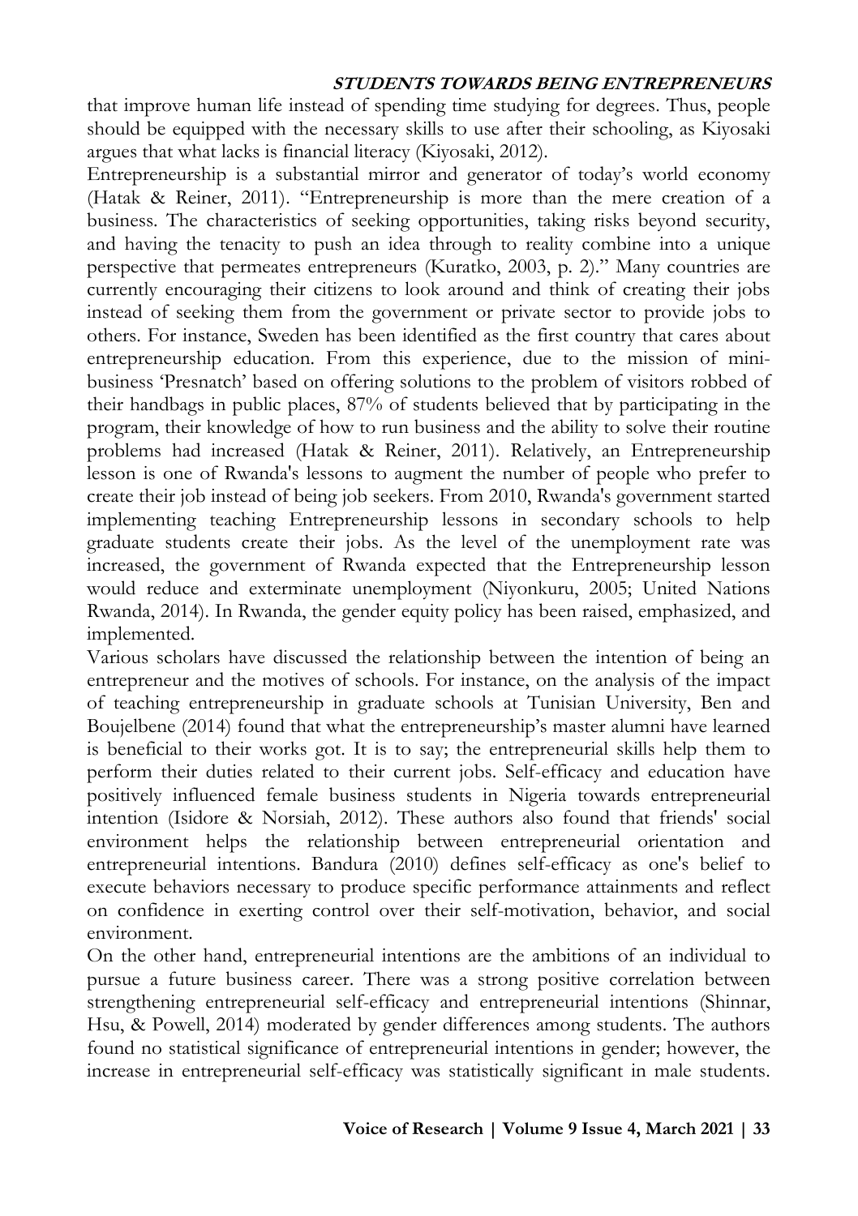that improve human life instead of spending time studying for degrees. Thus, people should be equipped with the necessary skills to use after their schooling, as Kiyosaki argues that what lacks is financial literacy (Kiyosaki, 2012).

Entrepreneurship is a substantial mirror and generator of today's world economy (Hatak & Reiner, 2011). "Entrepreneurship is more than the mere creation of a business. The characteristics of seeking opportunities, taking risks beyond security, and having the tenacity to push an idea through to reality combine into a unique perspective that permeates entrepreneurs (Kuratko, 2003, p. 2)." Many countries are currently encouraging their citizens to look around and think of creating their jobs instead of seeking them from the government or private sector to provide jobs to others. For instance, Sweden has been identified as the first country that cares about entrepreneurship education. From this experience, due to the mission of mini-business 'Presnatch' based on offering solutions to the problem of visitors robbed of their handbags in public places, 87% of students believed that by participating in the program, their knowledge of how to run business and the ability to solve their routine problems had increased (Hatak & Reiner, 2011). Relatively, an Entrepreneurship lesson is one of Rwanda's lessons to augment the number of people who prefer to create their job instead of being job seekers. From 2010, Rwanda's government started implementing teaching Entrepreneurship lessons in secondary schools to help graduate students create their jobs. As the level of the unemployment rate was increased, the government of Rwanda expected that the Entrepreneurship lesson would reduce and exterminate unemployment (Niyonkuru, 2005; United Nations Rwanda, 2014). In Rwanda, the gender equity policy has been raised, emphasized, and implemented.

Various scholars have discussed the relationship between the intention of being an entrepreneur and the motives of schools. For instance, on the analysis of the impact of teaching entrepreneurship in graduate schools at Tunisian University, Ben and Boujelbene (2014) found that what the entrepreneurship's master alumni have learned is beneficial to their works got. It is to say; the entrepreneurial skills help them to perform their duties related to their current jobs. Self-efficacy and education have positively influenced female business students in Nigeria towards entrepreneurial intention (Isidore & Norsiah, 2012). These authors also found that friends' social environment helps the relationship between entrepreneurial orientation and entrepreneurial intentions. Bandura (2010) defines self-efficacy as one's belief to execute behaviors necessary to produce specific performance attainments and reflect on confidence in exerting control over their self-motivation, behavior, and social environment.

On the other hand, entrepreneurial intentions are the ambitions of an individual to pursue a future business career. There was a strong positive correlation between strengthening entrepreneurial self-efficacy and entrepreneurial intentions (Shinnar, Hsu, & Powell, 2014) moderated by gender differences among students. The authors found no statistical significance of entrepreneurial intentions in gender; however, the increase in entrepreneurial self-efficacy was statistically significant in male students.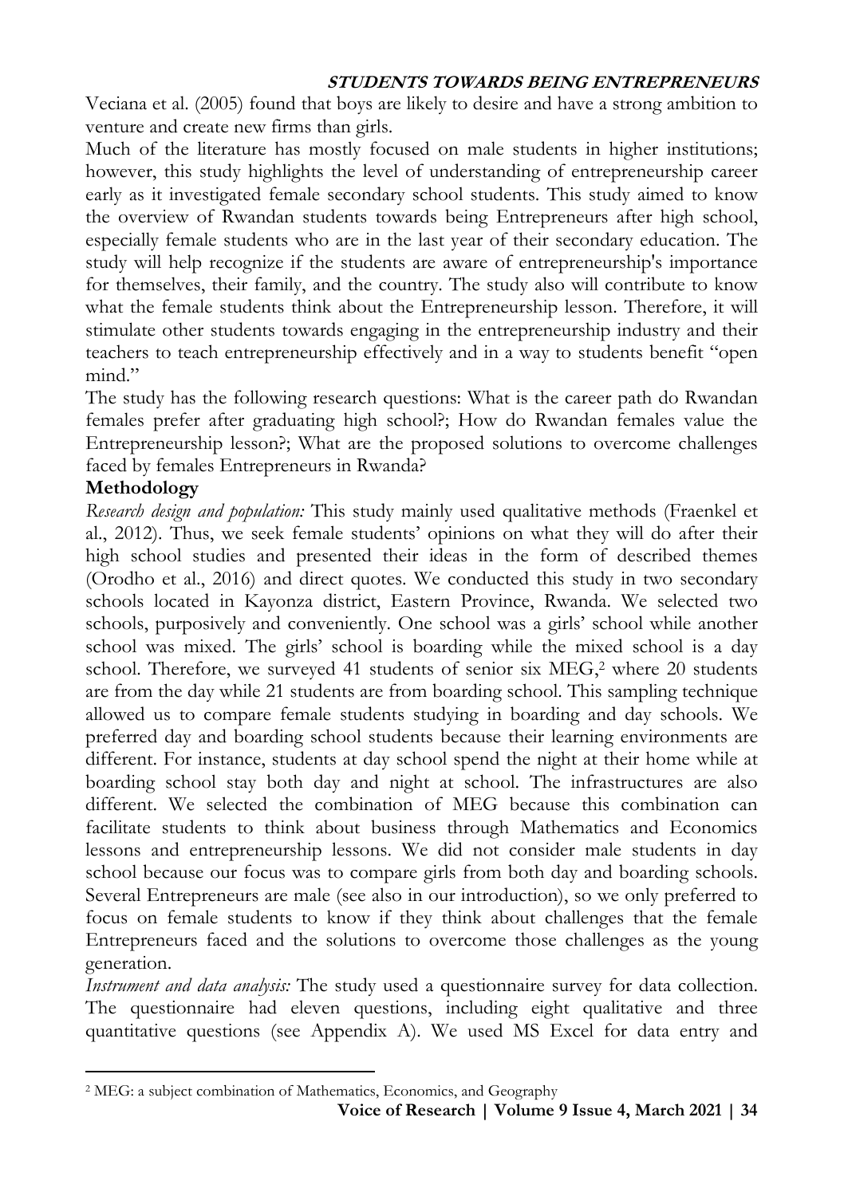Veciana et al. (2005) found that boys are likely to desire and have a strong ambition to venture and create new firms than girls.

Much of the literature has mostly focused on male students in higher institutions; however, this study highlights the level of understanding of entrepreneurship career early as it investigated female secondary school students. This study aimed to know the overview of Rwandan students towards being Entrepreneurs after high school, especially female students who are in the last year of their secondary education. The study will help recognize if the students are aware of entrepreneurship's importance for themselves, their family, and the country. The study also will contribute to know what the female students think about the Entrepreneurship lesson. Therefore, it will stimulate other students towards engaging in the entrepreneurship industry and their teachers to teach entrepreneurship effectively and in a way to students benefit "open mind."

The study has the following research questions: What is the career path do Rwandan females prefer after graduating high school?; How do Rwandan females value the Entrepreneurship lesson?; What are the proposed solutions to overcome challenges faced by females Entrepreneurs in Rwanda?

## Methodology

*Research design and population:* This study mainly used qualitative methods (Fraenkel et al., 2012). Thus, we seek female students' opinions on what they will do after their high school studies and presented their ideas in the form of described themes (Orodho et al., 2016) and direct quotes. We conducted this study in two secondary schools located in Kayonza district, Eastern Province, Rwanda. We selected two schools, purposively and conveniently. One school was a girls' school while another school was mixed. The girls' school is boarding while the mixed school is a day school. Therefore, we surveyed 41 students of senior six MEG,[2] where 20 students are from the day while 21 students are from boarding school. This sampling technique allowed us to compare female students studying in boarding and day schools. We preferred day and boarding school students because their learning environments are different. For instance, students at day school spend the night at their home while at boarding school stay both day and night at school. The infrastructures are also different. We selected the combination of MEG because this combination can facilitate students to think about business through Mathematics and Economics lessons and entrepreneurship lessons. We did not consider male students in day school because our focus was to compare girls from both day and boarding schools. Several Entrepreneurs are male (see also in our introduction), so we only preferred to focus on female students to know if they think about challenges that the female Entrepreneurs faced and the solutions to overcome those challenges as the young generation.

*Instrument and data analysis:* The study used a questionnaire survey for data collection. The questionnaire had eleven questions, including eight qualitative and three quantitative questions (see Appendix A). We used MS Excel for data entry and

[2] MEG: a subject combination of Mathematics, Economics, and Geography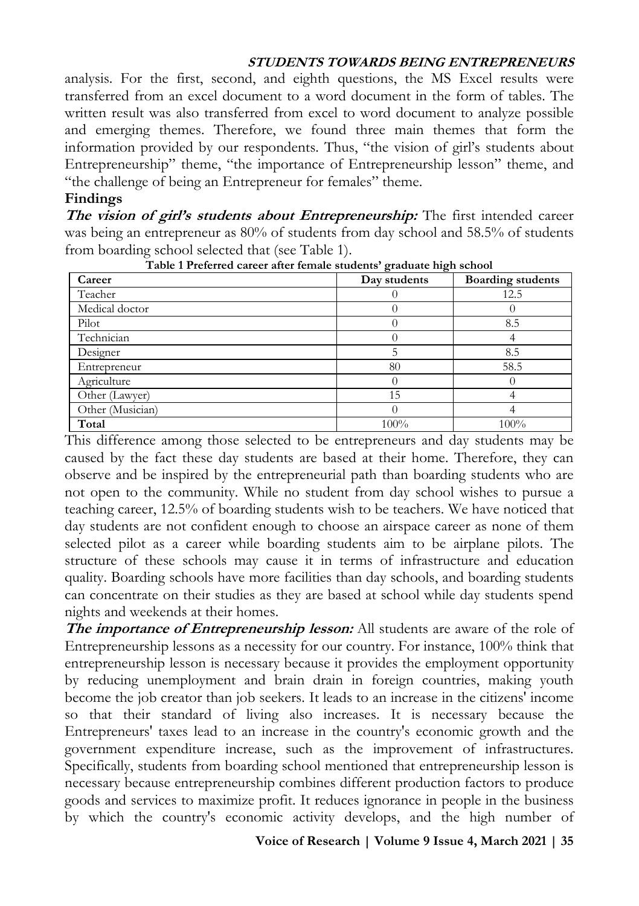analysis. For the first, second, and eighth questions, the MS Excel results were transferred from an excel document to a word document in the form of tables. The written result was also transferred from excel to word document to analyze possible and emerging themes. Therefore, we found three main themes that form the information provided by our respondents. Thus, "the vision of girl's students about Entrepreneurship" theme, "the importance of Entrepreneurship lesson" theme, and "the challenge of being an Entrepreneur for females" theme.

## Findings

***The vision of girl's students about Entrepreneurship:*** The first intended career was being an entrepreneur as 80% of students from day school and 58.5% of students from boarding school selected that (see Table 1).

**Table 1 Preferred career after female students' graduate high school**

| Career | Day students | Boarding students |
|---|---|---|
| Teacher | 0 | 12.5 |
| Medical doctor | 0 | 0 |
| Pilot | 0 | 8.5 |
| Technician | 0 | 4 |
| Designer | 5 | 8.5 |
| Entrepreneur | 80 | 58.5 |
| Agriculture | 0 | 0 |
| Other (Lawyer) | 15 | 4 |
| Other (Musician) | 0 | 4 |
| **Total** | 100% | 100% |

This difference among those selected to be entrepreneurs and day students may be caused by the fact these day students are based at their home. Therefore, they can observe and be inspired by the entrepreneurial path than boarding students who are not open to the community. While no student from day school wishes to pursue a teaching career, 12.5% of boarding students wish to be teachers. We have noticed that day students are not confident enough to choose an airspace career as none of them selected pilot as a career while boarding students aim to be airplane pilots. The structure of these schools may cause it in terms of infrastructure and education quality. Boarding schools have more facilities than day schools, and boarding students can concentrate on their studies as they are based at school while day students spend nights and weekends at their homes.

***The importance of Entrepreneurship lesson:*** All students are aware of the role of Entrepreneurship lessons as a necessity for our country. For instance, 100% think that entrepreneurship lesson is necessary because it provides the employment opportunity by reducing unemployment and brain drain in foreign countries, making youth become the job creator than job seekers. It leads to an increase in the citizens' income so that their standard of living also increases. It is necessary because the Entrepreneurs' taxes lead to an increase in the country's economic growth and the government expenditure increase, such as the improvement of infrastructures. Specifically, students from boarding school mentioned that entrepreneurship lesson is necessary because entrepreneurship combines different production factors to produce goods and services to maximize profit. It reduces ignorance in people in the business by which the country's economic activity develops, and the high number of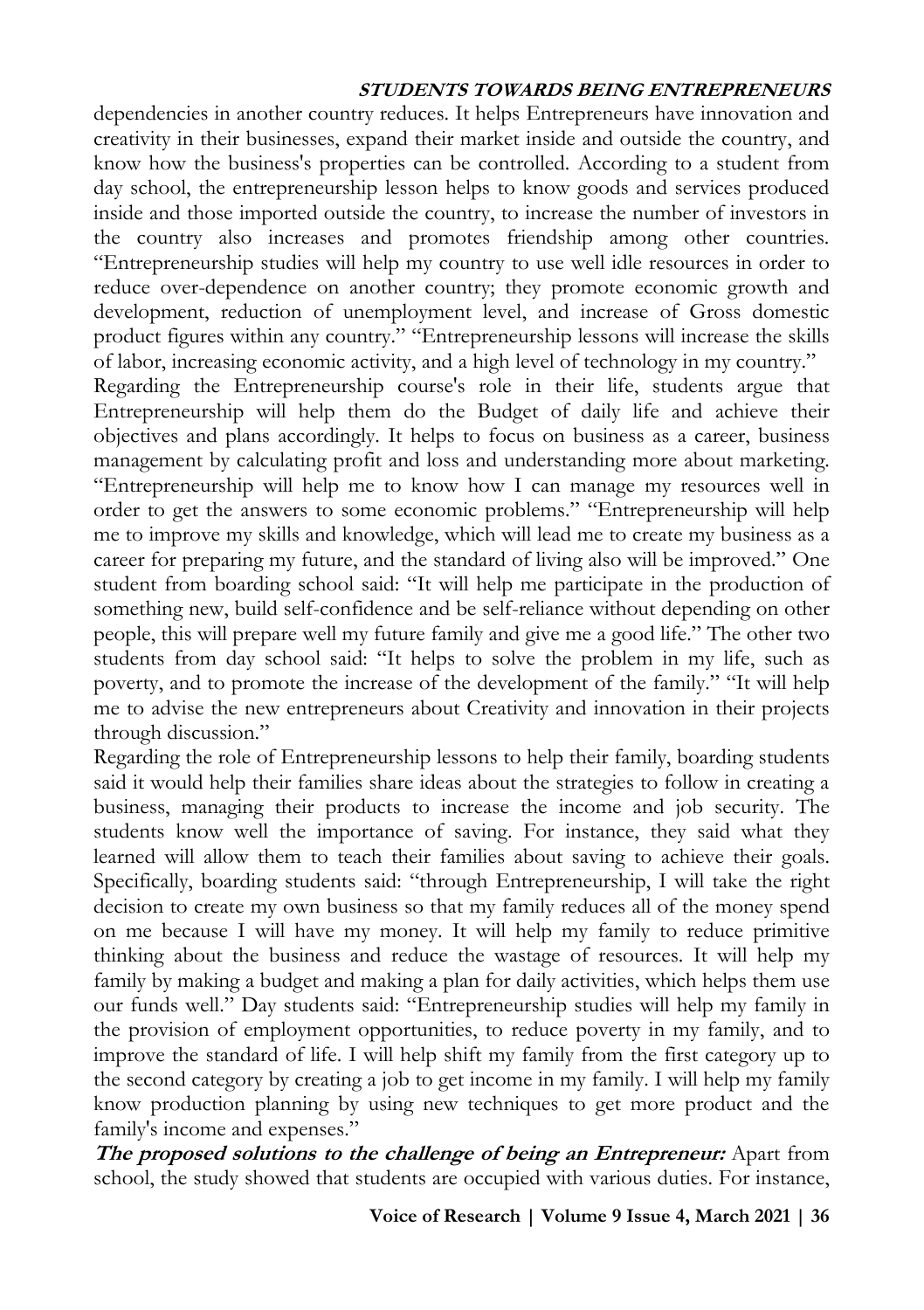dependencies in another country reduces. It helps Entrepreneurs have innovation and creativity in their businesses, expand their market inside and outside the country, and know how the business's properties can be controlled. According to a student from day school, the entrepreneurship lesson helps to know goods and services produced inside and those imported outside the country, to increase the number of investors in the country also increases and promotes friendship among other countries. "Entrepreneurship studies will help my country to use well idle resources in order to reduce over-dependence on another country; they promote economic growth and development, reduction of unemployment level, and increase of Gross domestic product figures within any country." "Entrepreneurship lessons will increase the skills of labor, increasing economic activity, and a high level of technology in my country."

Regarding the Entrepreneurship course's role in their life, students argue that Entrepreneurship will help them do the Budget of daily life and achieve their objectives and plans accordingly. It helps to focus on business as a career, business management by calculating profit and loss and understanding more about marketing. "Entrepreneurship will help me to know how I can manage my resources well in order to get the answers to some economic problems." "Entrepreneurship will help me to improve my skills and knowledge, which will lead me to create my business as a career for preparing my future, and the standard of living also will be improved." One student from boarding school said: "It will help me participate in the production of something new, build self-confidence and be self-reliance without depending on other people, this will prepare well my future family and give me a good life." The other two students from day school said: "It helps to solve the problem in my life, such as poverty, and to promote the increase of the development of the family." "It will help me to advise the new entrepreneurs about Creativity and innovation in their projects through discussion."

Regarding the role of Entrepreneurship lessons to help their family, boarding students said it would help their families share ideas about the strategies to follow in creating a business, managing their products to increase the income and job security. The students know well the importance of saving. For instance, they said what they learned will allow them to teach their families about saving to achieve their goals. Specifically, boarding students said: "through Entrepreneurship, I will take the right decision to create my own business so that my family reduces all of the money spend on me because I will have my money. It will help my family to reduce primitive thinking about the business and reduce the wastage of resources. It will help my family by making a budget and making a plan for daily activities, which helps them use our funds well." Day students said: "Entrepreneurship studies will help my family in the provision of employment opportunities, to reduce poverty in my family, and to improve the standard of life. I will help shift my family from the first category up to the second category by creating a job to get income in my family. I will help my family know production planning by using new techniques to get more product and the family's income and expenses."

***The proposed solutions to the challenge of being an Entrepreneur:*** Apart from school, the study showed that students are occupied with various duties. For instance,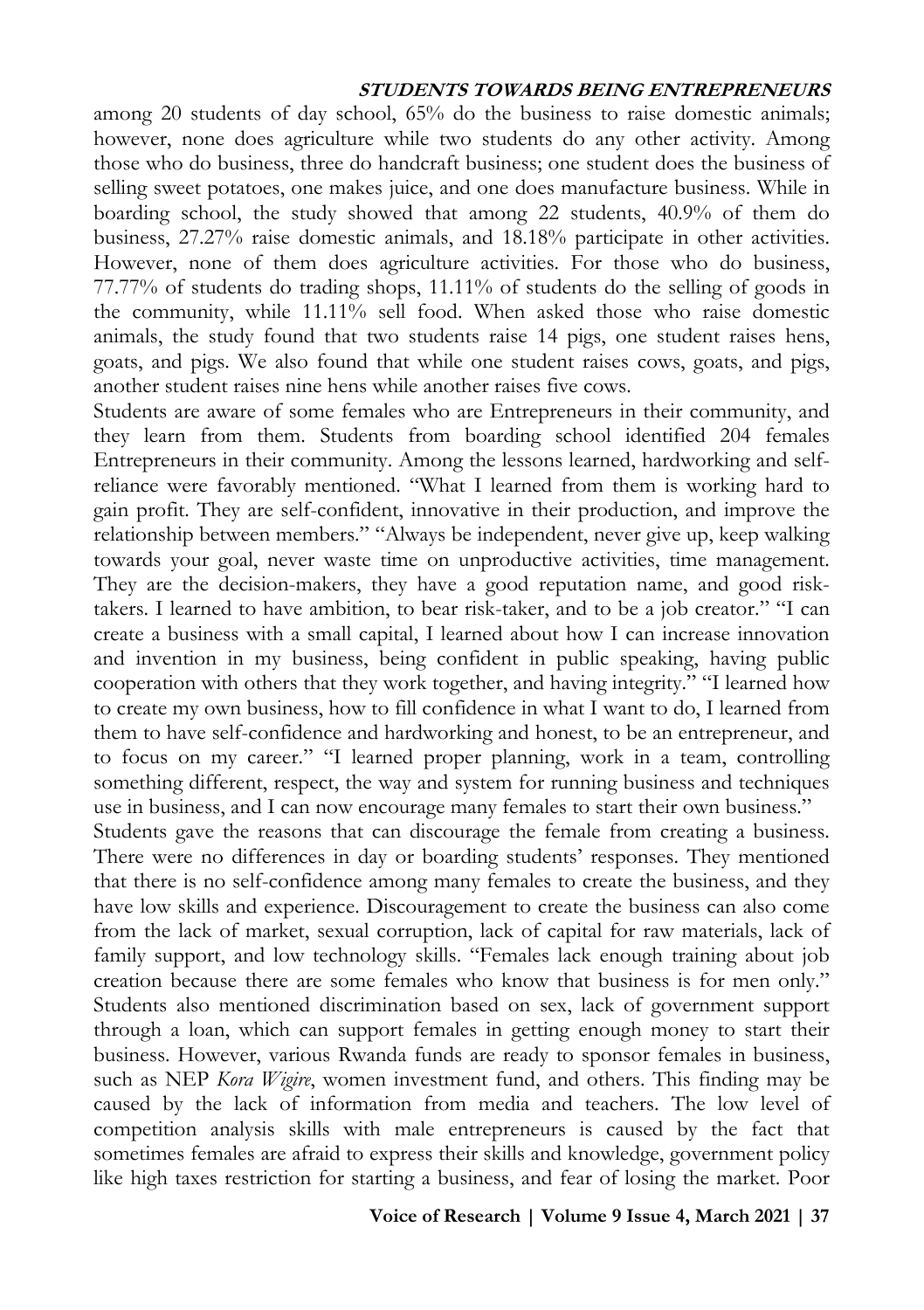among 20 students of day school, 65% do the business to raise domestic animals; however, none does agriculture while two students do any other activity. Among those who do business, three do handcraft business; one student does the business of selling sweet potatoes, one makes juice, and one does manufacture business. While in boarding school, the study showed that among 22 students, 40.9% of them do business, 27.27% raise domestic animals, and 18.18% participate in other activities. However, none of them does agriculture activities. For those who do business, 77.77% of students do trading shops, 11.11% of students do the selling of goods in the community, while 11.11% sell food. When asked those who raise domestic animals, the study found that two students raise 14 pigs, one student raises hens, goats, and pigs. We also found that while one student raises cows, goats, and pigs, another student raises nine hens while another raises five cows.

Students are aware of some females who are Entrepreneurs in their community, and they learn from them. Students from boarding school identified 204 females Entrepreneurs in their community. Among the lessons learned, hardworking and self-reliance were favorably mentioned. "What I learned from them is working hard to gain profit. They are self-confident, innovative in their production, and improve the relationship between members." "Always be independent, never give up, keep walking towards your goal, never waste time on unproductive activities, time management. They are the decision-makers, they have a good reputation name, and good risk-takers. I learned to have ambition, to bear risk-taker, and to be a job creator." "I can create a business with a small capital, I learned about how I can increase innovation and invention in my business, being confident in public speaking, having public cooperation with others that they work together, and having integrity." "I learned how to create my own business, how to fill confidence in what I want to do, I learned from them to have self-confidence and hardworking and honest, to be an entrepreneur, and to focus on my career." "I learned proper planning, work in a team, controlling something different, respect, the way and system for running business and techniques use in business, and I can now encourage many females to start their own business."

Students gave the reasons that can discourage the female from creating a business. There were no differences in day or boarding students' responses. They mentioned that there is no self-confidence among many females to create the business, and they have low skills and experience. Discouragement to create the business can also come from the lack of market, sexual corruption, lack of capital for raw materials, lack of family support, and low technology skills. "Females lack enough training about job creation because there are some females who know that business is for men only." Students also mentioned discrimination based on sex, lack of government support through a loan, which can support females in getting enough money to start their business. However, various Rwanda funds are ready to sponsor females in business, such as NEP *Kora Wigire*, women investment fund, and others. This finding may be caused by the lack of information from media and teachers. The low level of competition analysis skills with male entrepreneurs is caused by the fact that sometimes females are afraid to express their skills and knowledge, government policy like high taxes restriction for starting a business, and fear of losing the market. Poor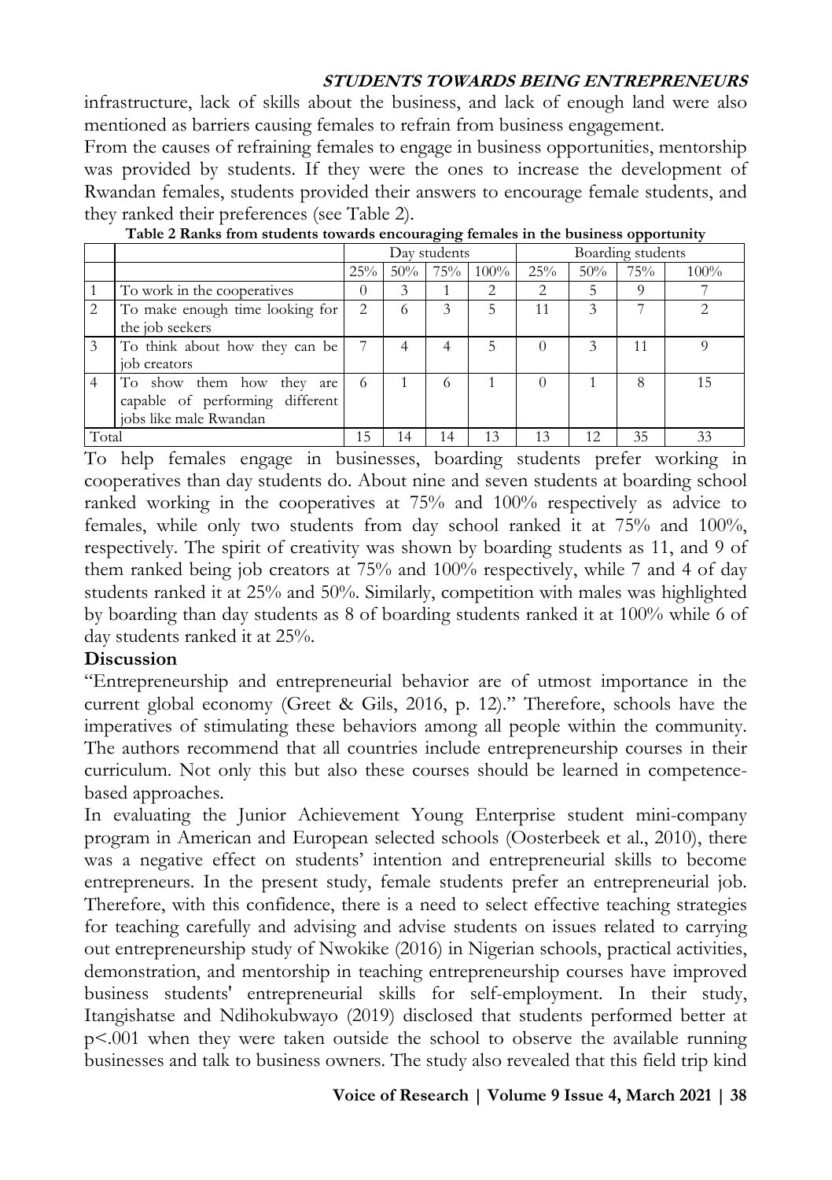infrastructure, lack of skills about the business, and lack of enough land were also mentioned as barriers causing females to refrain from business engagement.

From the causes of refraining females to engage in business opportunities, mentorship was provided by students. If they were the ones to increase the development of Rwandan females, students provided their answers to encourage female students, and they ranked their preferences (see Table 2).

**Table 2 Ranks from students towards encouraging females in the business opportunity**

| | | Day students | | | | Boarding students | | | |
|---|---|---|---|---|---|---|---|---|---|
| | | 25% | 50% | 75% | 100% | 25% | 50% | 75% | 100% |
| 1 | To work in the cooperatives | 0 | 3 | 1 | 2 | 2 | 5 | 9 | 7 |
| 2 | To make enough time looking for the job seekers | 2 | 6 | 3 | 5 | 11 | 3 | 7 | 2 |
| 3 | To think about how they can be job creators | 7 | 4 | 4 | 5 | 0 | 3 | 11 | 9 |
| 4 | To show them how they are capable of performing different jobs like male Rwandan | 6 | 1 | 6 | 1 | 0 | 1 | 8 | 15 |
| Total | | 15 | 14 | 14 | 13 | 13 | 12 | 35 | 33 |

To help females engage in businesses, boarding students prefer working in cooperatives than day students do. About nine and seven students at boarding school ranked working in the cooperatives at 75% and 100% respectively as advice to females, while only two students from day school ranked it at 75% and 100%, respectively. The spirit of creativity was shown by boarding students as 11, and 9 of them ranked being job creators at 75% and 100% respectively, while 7 and 4 of day students ranked it at 25% and 50%. Similarly, competition with males was highlighted by boarding than day students as 8 of boarding students ranked it at 100% while 6 of day students ranked it at 25%.

## Discussion

"Entrepreneurship and entrepreneurial behavior are of utmost importance in the current global economy (Greet & Gils, 2016, p. 12)." Therefore, schools have the imperatives of stimulating these behaviors among all people within the community. The authors recommend that all countries include entrepreneurship courses in their curriculum. Not only this but also these courses should be learned in competence-based approaches.

In evaluating the Junior Achievement Young Enterprise student mini-company program in American and European selected schools (Oosterbeek et al., 2010), there was a negative effect on students' intention and entrepreneurial skills to become entrepreneurs. In the present study, female students prefer an entrepreneurial job. Therefore, with this confidence, there is a need to select effective teaching strategies for teaching carefully and advising and advise students on issues related to carrying out entrepreneurship study of Nwokike (2016) in Nigerian schools, practical activities, demonstration, and mentorship in teaching entrepreneurship courses have improved business students' entrepreneurial skills for self-employment. In their study, Itangishatse and Ndihokubwayo (2019) disclosed that students performed better at $p<.001$ when they were taken outside the school to observe the available running businesses and talk to business owners. The study also revealed that this field trip kind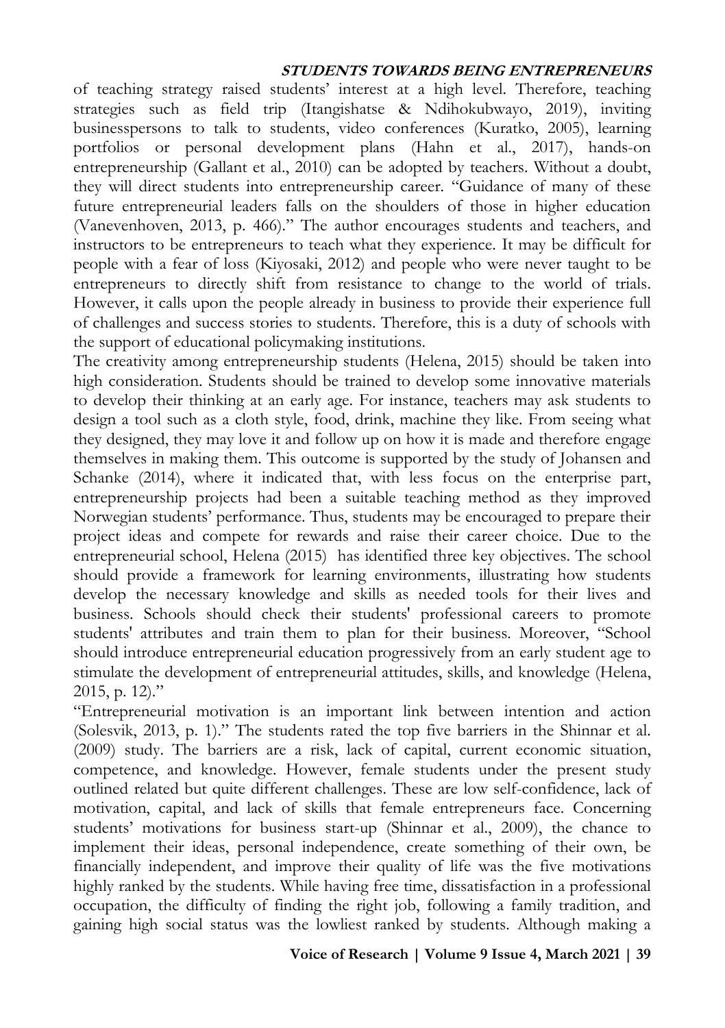of teaching strategy raised students' interest at a high level. Therefore, teaching strategies such as field trip (Itangishatse & Ndihokubwayo, 2019), inviting businesspersons to talk to students, video conferences (Kuratko, 2005), learning portfolios or personal development plans (Hahn et al., 2017), hands-on entrepreneurship (Gallant et al., 2010) can be adopted by teachers. Without a doubt, they will direct students into entrepreneurship career. "Guidance of many of these future entrepreneurial leaders falls on the shoulders of those in higher education (Vanevenhoven, 2013, p. 466)." The author encourages students and teachers, and instructors to be entrepreneurs to teach what they experience. It may be difficult for people with a fear of loss (Kiyosaki, 2012) and people who were never taught to be entrepreneurs to directly shift from resistance to change to the world of trials. However, it calls upon the people already in business to provide their experience full of challenges and success stories to students. Therefore, this is a duty of schools with the support of educational policymaking institutions.

The creativity among entrepreneurship students (Helena, 2015) should be taken into high consideration. Students should be trained to develop some innovative materials to develop their thinking at an early age. For instance, teachers may ask students to design a tool such as a cloth style, food, drink, machine they like. From seeing what they designed, they may love it and follow up on how it is made and therefore engage themselves in making them. This outcome is supported by the study of Johansen and Schanke (2014), where it indicated that, with less focus on the enterprise part, entrepreneurship projects had been a suitable teaching method as they improved Norwegian students' performance. Thus, students may be encouraged to prepare their project ideas and compete for rewards and raise their career choice. Due to the entrepreneurial school, Helena (2015) has identified three key objectives. The school should provide a framework for learning environments, illustrating how students develop the necessary knowledge and skills as needed tools for their lives and business. Schools should check their students' professional careers to promote students' attributes and train them to plan for their business. Moreover, "School should introduce entrepreneurial education progressively from an early student age to stimulate the development of entrepreneurial attitudes, skills, and knowledge (Helena, 2015, p. 12)."

"Entrepreneurial motivation is an important link between intention and action (Solesvik, 2013, p. 1)." The students rated the top five barriers in the Shinnar et al. (2009) study. The barriers are a risk, lack of capital, current economic situation, competence, and knowledge. However, female students under the present study outlined related but quite different challenges. These are low self-confidence, lack of motivation, capital, and lack of skills that female entrepreneurs face. Concerning students' motivations for business start-up (Shinnar et al., 2009), the chance to implement their ideas, personal independence, create something of their own, be financially independent, and improve their quality of life was the five motivations highly ranked by the students. While having free time, dissatisfaction in a professional occupation, the difficulty of finding the right job, following a family tradition, and gaining high social status was the lowliest ranked by students. Although making a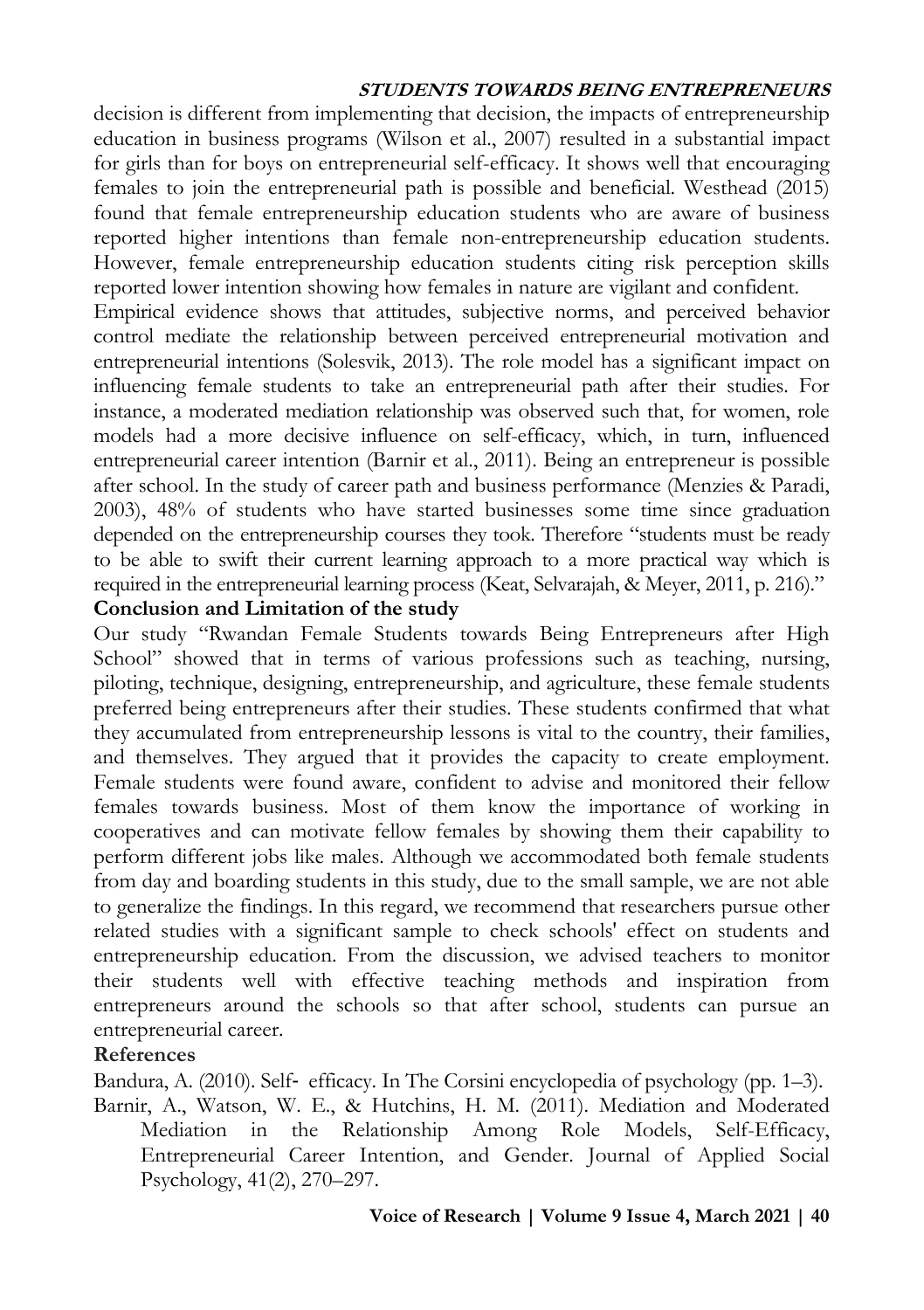decision is different from implementing that decision, the impacts of entrepreneurship education in business programs (Wilson et al., 2007) resulted in a substantial impact for girls than for boys on entrepreneurial self-efficacy. It shows well that encouraging females to join the entrepreneurial path is possible and beneficial. Westhead (2015) found that female entrepreneurship education students who are aware of business reported higher intentions than female non-entrepreneurship education students. However, female entrepreneurship education students citing risk perception skills reported lower intention showing how females in nature are vigilant and confident.

Empirical evidence shows that attitudes, subjective norms, and perceived behavior control mediate the relationship between perceived entrepreneurial motivation and entrepreneurial intentions (Solesvik, 2013). The role model has a significant impact on influencing female students to take an entrepreneurial path after their studies. For instance, a moderated mediation relationship was observed such that, for women, role models had a more decisive influence on self-efficacy, which, in turn, influenced entrepreneurial career intention (Barnir et al., 2011). Being an entrepreneur is possible after school. In the study of career path and business performance (Menzies & Paradi, 2003), 48% of students who have started businesses some time since graduation depended on the entrepreneurship courses they took. Therefore "students must be ready to be able to swift their current learning approach to a more practical way which is required in the entrepreneurial learning process (Keat, Selvarajah, & Meyer, 2011, p. 216)."

## Conclusion and Limitation of the study

Our study "Rwandan Female Students towards Being Entrepreneurs after High School" showed that in terms of various professions such as teaching, nursing, piloting, technique, designing, entrepreneurship, and agriculture, these female students preferred being entrepreneurs after their studies. These students confirmed that what they accumulated from entrepreneurship lessons is vital to the country, their families, and themselves. They argued that it provides the capacity to create employment. Female students were found aware, confident to advise and monitored their fellow females towards business. Most of them know the importance of working in cooperatives and can motivate fellow females by showing them their capability to perform different jobs like males. Although we accommodated both female students from day and boarding students in this study, due to the small sample, we are not able to generalize the findings. In this regard, we recommend that researchers pursue other related studies with a significant sample to check schools' effect on students and entrepreneurship education. From the discussion, we advised teachers to monitor their students well with effective teaching methods and inspiration from entrepreneurs around the schools so that after school, students can pursue an entrepreneurial career.

## References

Bandura, A. (2010). Self- efficacy. In The Corsini encyclopedia of psychology (pp. 1–3).

Barnir, A., Watson, W. E., & Hutchins, H. M. (2011). Mediation and Moderated Mediation in the Relationship Among Role Models, Self-Efficacy, Entrepreneurial Career Intention, and Gender. Journal of Applied Social Psychology, 41(2), 270–297.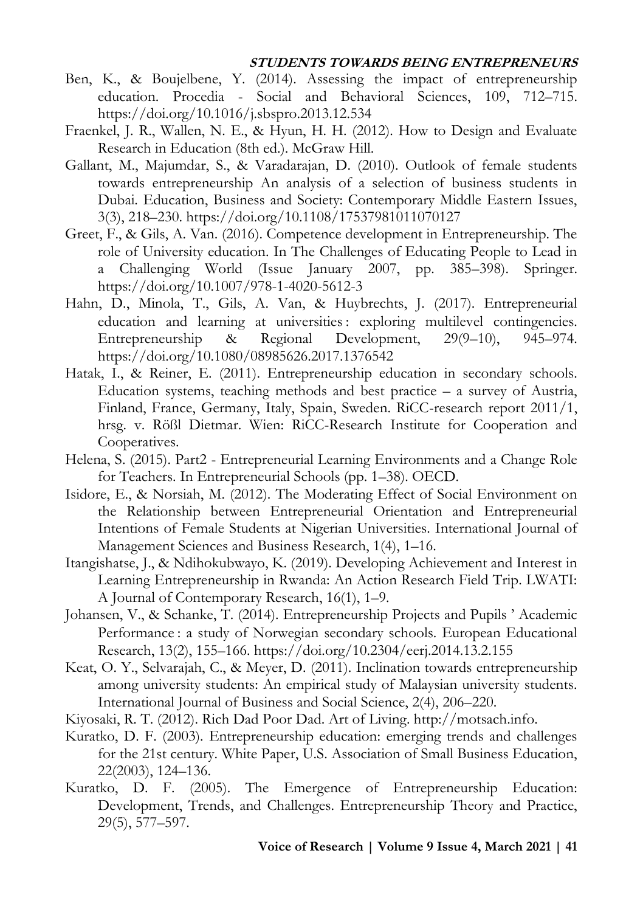Ben, K., & Boujelbene, Y. (2014). Assessing the impact of entrepreneurship education. Procedia - Social and Behavioral Sciences, 109, 712–715. https://doi.org/10.1016/j.sbspro.2013.12.534

Fraenkel, J. R., Wallen, N. E., & Hyun, H. H. (2012). How to Design and Evaluate Research in Education (8th ed.). McGraw Hill.

Gallant, M., Majumdar, S., & Varadarajan, D. (2010). Outlook of female students towards entrepreneurship An analysis of a selection of business students in Dubai. Education, Business and Society: Contemporary Middle Eastern Issues, 3(3), 218–230. https://doi.org/10.1108/17537981011070127

Greet, F., & Gils, A. Van. (2016). Competence development in Entrepreneurship. The role of University education. In The Challenges of Educating People to Lead in a Challenging World (Issue January 2007, pp. 385–398). Springer. https://doi.org/10.1007/978-1-4020-5612-3

Hahn, D., Minola, T., Gils, A. Van, & Huybrechts, J. (2017). Entrepreneurial education and learning at universities : exploring multilevel contingencies. Entrepreneurship & Regional Development, 29(9–10), 945–974. https://doi.org/10.1080/08985626.2017.1376542

Hatak, I., & Reiner, E. (2011). Entrepreneurship education in secondary schools. Education systems, teaching methods and best practice – a survey of Austria, Finland, France, Germany, Italy, Spain, Sweden. RiCC-research report 2011/1, hrsg. v. Rößl Dietmar. Wien: RiCC-Research Institute for Cooperation and Cooperatives.

Helena, S. (2015). Part2 - Entrepreneurial Learning Environments and a Change Role for Teachers. In Entrepreneurial Schools (pp. 1–38). OECD.

Isidore, E., & Norsiah, M. (2012). The Moderating Effect of Social Environment on the Relationship between Entrepreneurial Orientation and Entrepreneurial Intentions of Female Students at Nigerian Universities. International Journal of Management Sciences and Business Research, 1(4), 1–16.

Itangishatse, J., & Ndihokubwayo, K. (2019). Developing Achievement and Interest in Learning Entrepreneurship in Rwanda: An Action Research Field Trip. LWATI: A Journal of Contemporary Research, 16(1), 1–9.

Johansen, V., & Schanke, T. (2014). Entrepreneurship Projects and Pupils ' Academic Performance : a study of Norwegian secondary schools. European Educational Research, 13(2), 155–166. https://doi.org/10.2304/eerj.2014.13.2.155

Keat, O. Y., Selvarajah, C., & Meyer, D. (2011). Inclination towards entrepreneurship among university students: An empirical study of Malaysian university students. International Journal of Business and Social Science, 2(4), 206–220.

Kiyosaki, R. T. (2012). Rich Dad Poor Dad. Art of Living. http://motsach.info.

Kuratko, D. F. (2003). Entrepreneurship education: emerging trends and challenges for the 21st century. White Paper, U.S. Association of Small Business Education, 22(2003), 124–136.

Kuratko, D. F. (2005). The Emergence of Entrepreneurship Education: Development, Trends, and Challenges. Entrepreneurship Theory and Practice, 29(5), 577–597.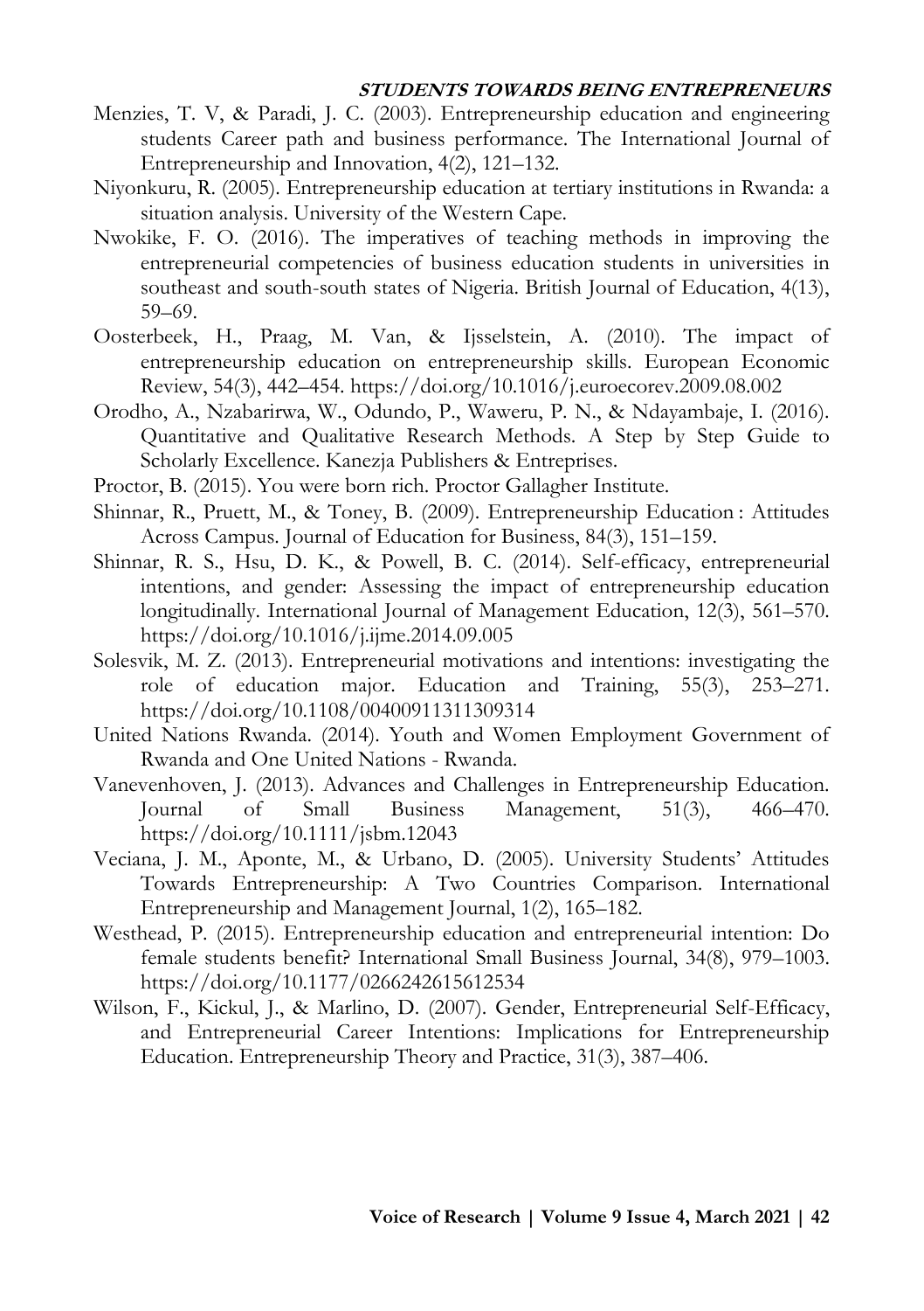Menzies, T. V, & Paradi, J. C. (2003). Entrepreneurship education and engineering students Career path and business performance. The International Journal of Entrepreneurship and Innovation, 4(2), 121–132.

Niyonkuru, R. (2005). Entrepreneurship education at tertiary institutions in Rwanda: a situation analysis. University of the Western Cape.

Nwokike, F. O. (2016). The imperatives of teaching methods in improving the entrepreneurial competencies of business education students in universities in southeast and south-south states of Nigeria. British Journal of Education, 4(13), 59–69.

Oosterbeek, H., Praag, M. Van, & Ijsselstein, A. (2010). The impact of entrepreneurship education on entrepreneurship skills. European Economic Review, 54(3), 442–454. https://doi.org/10.1016/j.euroecorev.2009.08.002

Orodho, A., Nzabarirwa, W., Odundo, P., Waweru, P. N., & Ndayambaje, I. (2016). Quantitative and Qualitative Research Methods. A Step by Step Guide to Scholarly Excellence. Kanezja Publishers & Entreprises.

Proctor, B. (2015). You were born rich. Proctor Gallagher Institute.

Shinnar, R., Pruett, M., & Toney, B. (2009). Entrepreneurship Education : Attitudes Across Campus. Journal of Education for Business, 84(3), 151–159.

Shinnar, R. S., Hsu, D. K., & Powell, B. C. (2014). Self-efficacy, entrepreneurial intentions, and gender: Assessing the impact of entrepreneurship education longitudinally. International Journal of Management Education, 12(3), 561–570. https://doi.org/10.1016/j.ijme.2014.09.005

Solesvik, M. Z. (2013). Entrepreneurial motivations and intentions: investigating the role of education major. Education and Training, 55(3), 253–271. https://doi.org/10.1108/00400911311309314

United Nations Rwanda. (2014). Youth and Women Employment Government of Rwanda and One United Nations - Rwanda.

Vanevenhoven, J. (2013). Advances and Challenges in Entrepreneurship Education. Journal of Small Business Management, 51(3), 466–470. https://doi.org/10.1111/jsbm.12043

Veciana, J. M., Aponte, M., & Urbano, D. (2005). University Students' Attitudes Towards Entrepreneurship: A Two Countries Comparison. International Entrepreneurship and Management Journal, 1(2), 165–182.

Westhead, P. (2015). Entrepreneurship education and entrepreneurial intention: Do female students benefit? International Small Business Journal, 34(8), 979–1003. https://doi.org/10.1177/0266242615612534

Wilson, F., Kickul, J., & Marlino, D. (2007). Gender, Entrepreneurial Self-Efficacy, and Entrepreneurial Career Intentions: Implications for Entrepreneurship Education. Entrepreneurship Theory and Practice, 31(3), 387–406.